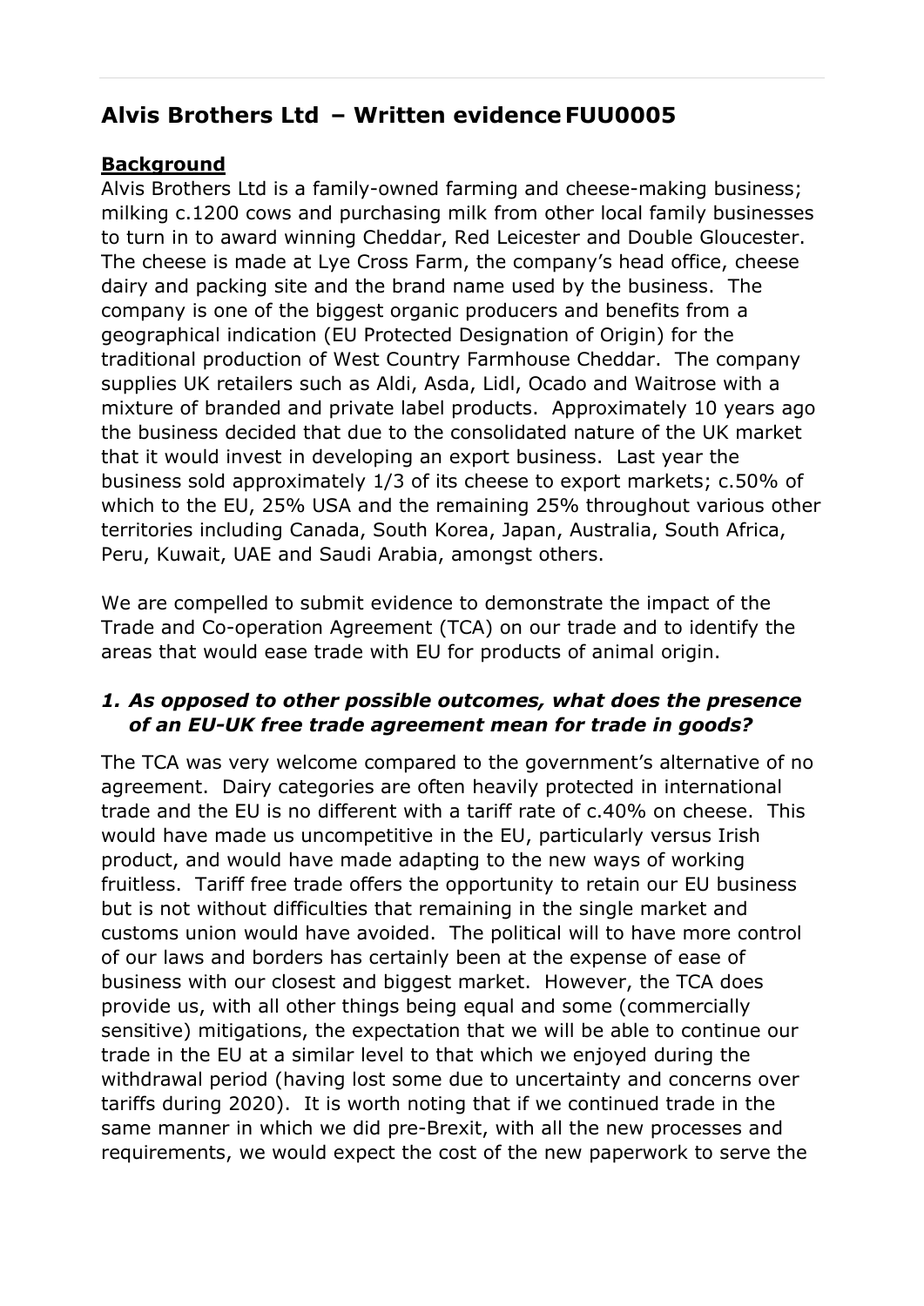# Alvis Brothers Ltd – Written evidence FUU0005

**Background**

Alvis Brothers Ltd is a family-owned farming and cheese-making business; milking c.1200 cows and purchasing milk from other local family businesses to turn in to award winning Cheddar, Red Leicester and Double Gloucester. The cheese is made at Lye Cross Farm, the company's head office, cheese dairy and packing site and the brand name used by the business. The company is one of the biggest organic producers and benefits from a geographical indication (EU Protected Designation of Origin) for the traditional production of West Country Farmhouse Cheddar. The company supplies UK retailers such as Aldi, Asda, Lidl, Ocado and Waitrose with a mixture of branded and private label products. Approximately 10 years ago the business decided that due to the consolidated nature of the UK market that it would invest in developing an export business. Last year the business sold approximately 1/3 of its cheese to export markets; c.50% of which to the EU, 25% USA and the remaining 25% throughout various other territories including Canada, South Korea, Japan, Australia, South Africa, Peru, Kuwait, UAE and Saudi Arabia, amongst others.

We are compelled to submit evidence to demonstrate the impact of the Trade and Co-operation Agreement (TCA) on our trade and to identify the areas that would ease trade with EU for products of animal origin.

1. ***As opposed to other possible outcomes, what does the presence of an EU-UK free trade agreement mean for trade in goods?***

The TCA was very welcome compared to the government's alternative of no agreement. Dairy categories are often heavily protected in international trade and the EU is no different with a tariff rate of c.40% on cheese. This would have made us uncompetitive in the EU, particularly versus Irish product, and would have made adapting to the new ways of working fruitless. Tariff free trade offers the opportunity to retain our EU business but is not without difficulties that remaining in the single market and customs union would have avoided. The political will to have more control of our laws and borders has certainly been at the expense of ease of business with our closest and biggest market. However, the TCA does provide us, with all other things being equal and some (commercially sensitive) mitigations, the expectation that we will be able to continue our trade in the EU at a similar level to that which we enjoyed during the withdrawal period (having lost some due to uncertainty and concerns over tariffs during 2020). It is worth noting that if we continued trade in the same manner in which we did pre-Brexit, with all the new processes and requirements, we would expect the cost of the new paperwork to serve the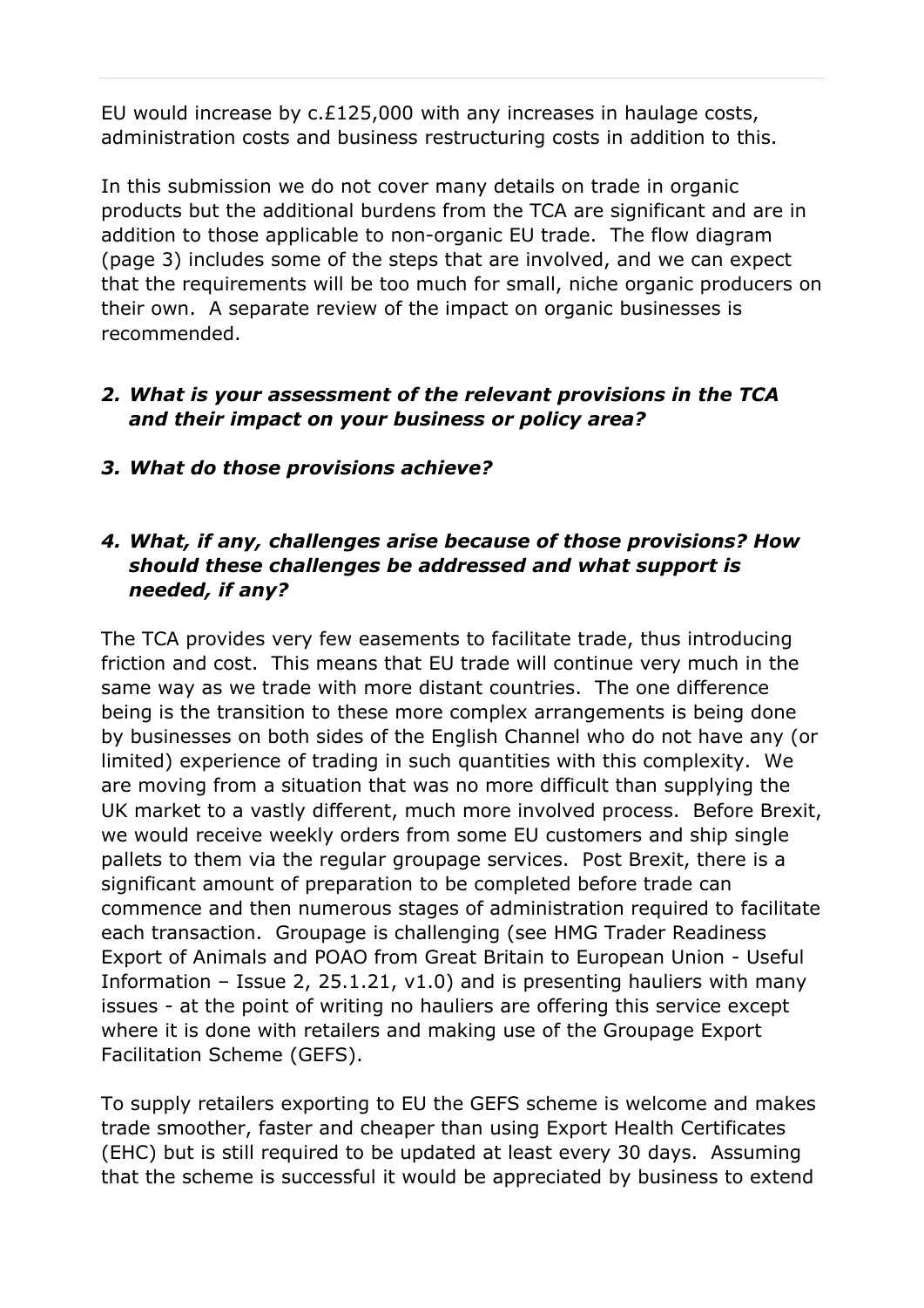EU would increase by c.£125,000 with any increases in haulage costs, administration costs and business restructuring costs in addition to this.

In this submission we do not cover many details on trade in organic products but the additional burdens from the TCA are significant and are in addition to those applicable to non-organic EU trade. The flow diagram (page 3) includes some of the steps that are involved, and we can expect that the requirements will be too much for small, niche organic producers on their own. A separate review of the impact on organic businesses is recommended.

2. ***What is your assessment of the relevant provisions in the TCA and their impact on your business or policy area?***

3. ***What do those provisions achieve?***

4. ***What, if any, challenges arise because of those provisions? How should these challenges be addressed and what support is needed, if any?***

The TCA provides very few easements to facilitate trade, thus introducing friction and cost. This means that EU trade will continue very much in the same way as we trade with more distant countries. The one difference being is the transition to these more complex arrangements is being done by businesses on both sides of the English Channel who do not have any (or limited) experience of trading in such quantities with this complexity. We are moving from a situation that was no more difficult than supplying the UK market to a vastly different, much more involved process. Before Brexit, we would receive weekly orders from some EU customers and ship single pallets to them via the regular groupage services. Post Brexit, there is a significant amount of preparation to be completed before trade can commence and then numerous stages of administration required to facilitate each transaction. Groupage is challenging (see HMG Trader Readiness Export of Animals and POAO from Great Britain to European Union - Useful Information – Issue 2, 25.1.21, v1.0) and is presenting hauliers with many issues - at the point of writing no hauliers are offering this service except where it is done with retailers and making use of the Groupage Export Facilitation Scheme (GEFS).

To supply retailers exporting to EU the GEFS scheme is welcome and makes trade smoother, faster and cheaper than using Export Health Certificates (EHC) but is still required to be updated at least every 30 days. Assuming that the scheme is successful it would be appreciated by business to extend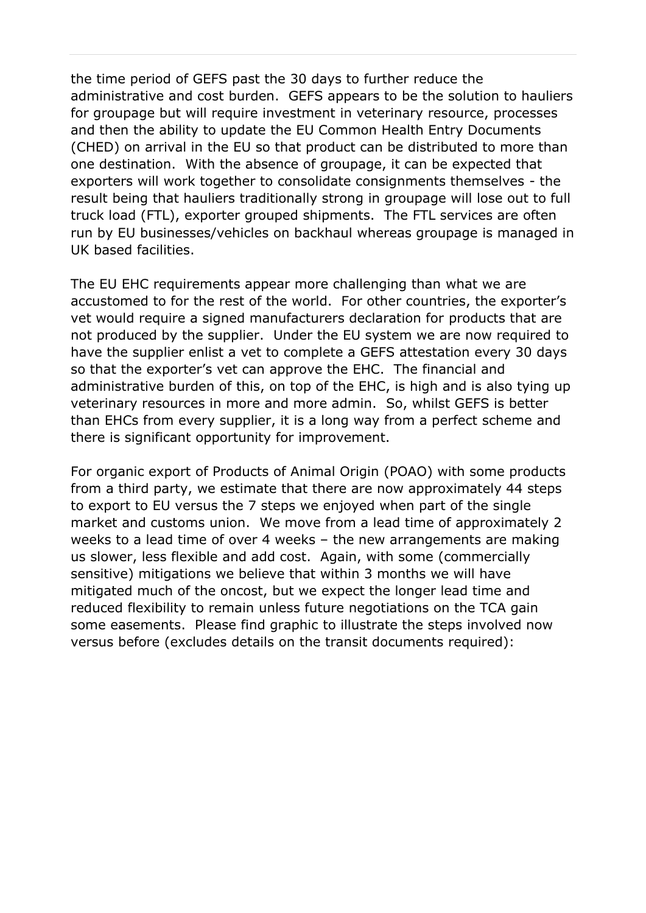the time period of GEFS past the 30 days to further reduce the administrative and cost burden. GEFS appears to be the solution to hauliers for groupage but will require investment in veterinary resource, processes and then the ability to update the EU Common Health Entry Documents (CHED) on arrival in the EU so that product can be distributed to more than one destination. With the absence of groupage, it can be expected that exporters will work together to consolidate consignments themselves - the result being that hauliers traditionally strong in groupage will lose out to full truck load (FTL), exporter grouped shipments. The FTL services are often run by EU businesses/vehicles on backhaul whereas groupage is managed in UK based facilities.

The EU EHC requirements appear more challenging than what we are accustomed to for the rest of the world. For other countries, the exporter's vet would require a signed manufacturers declaration for products that are not produced by the supplier. Under the EU system we are now required to have the supplier enlist a vet to complete a GEFS attestation every 30 days so that the exporter's vet can approve the EHC. The financial and administrative burden of this, on top of the EHC, is high and is also tying up veterinary resources in more and more admin. So, whilst GEFS is better than EHCs from every supplier, it is a long way from a perfect scheme and there is significant opportunity for improvement.

For organic export of Products of Animal Origin (POAO) with some products from a third party, we estimate that there are now approximately 44 steps to export to EU versus the 7 steps we enjoyed when part of the single market and customs union. We move from a lead time of approximately 2 weeks to a lead time of over 4 weeks – the new arrangements are making us slower, less flexible and add cost. Again, with some (commercially sensitive) mitigations we believe that within 3 months we will have mitigated much of the oncost, but we expect the longer lead time and reduced flexibility to remain unless future negotiations on the TCA gain some easements. Please find graphic to illustrate the steps involved now versus before (excludes details on the transit documents required):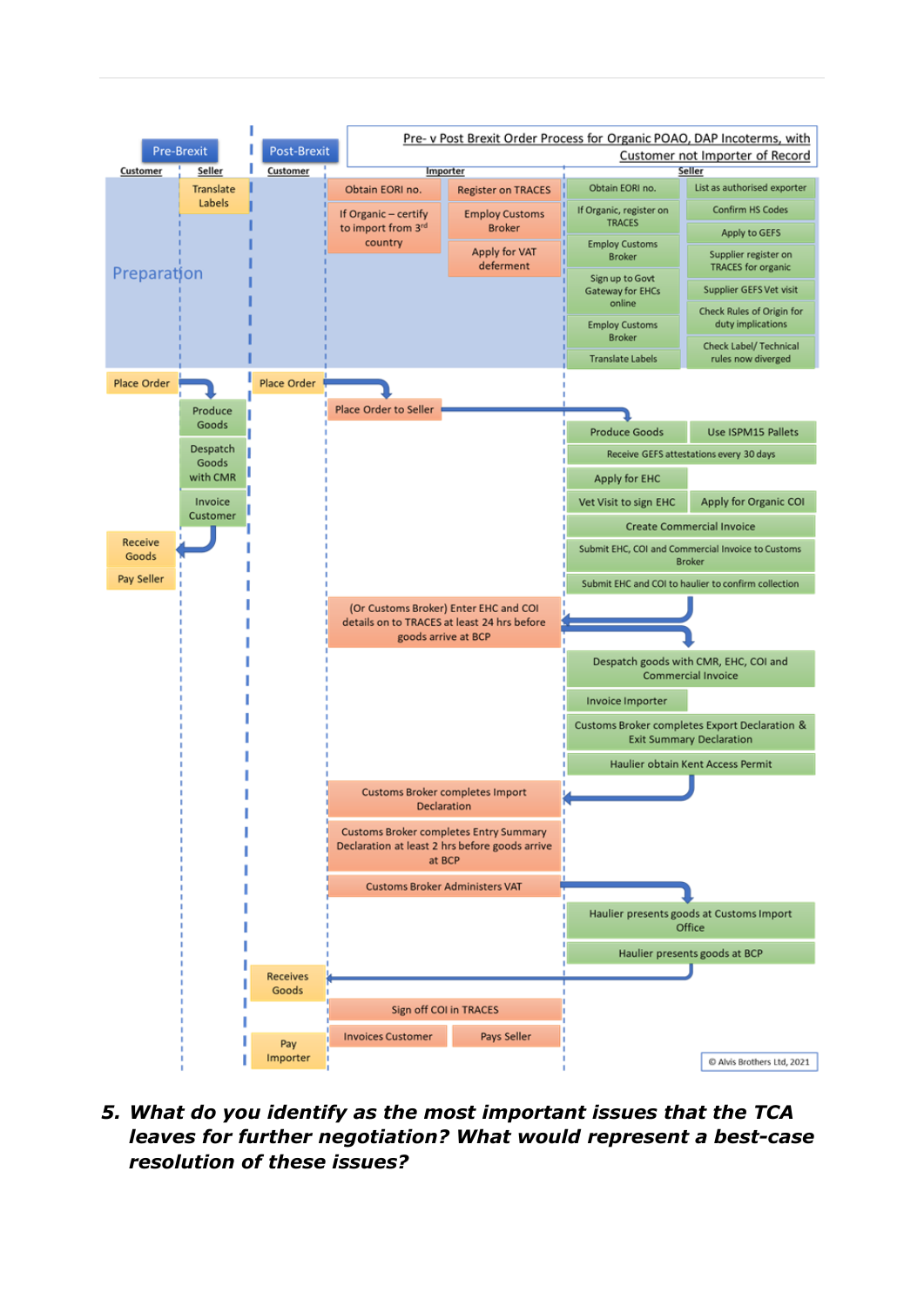**Pre- v Post Brexit Order Process for Organic POAO, DAP Incoterms, with Customer not Importer of Record**

| Pre-Brexit | | Post-Brexit | | |
| --- | --- | --- | --- | --- |
| **Customer** | **Seller** | **Customer** | **Importer** | **Seller** |
| Preparation | Translate Labels | | Obtain EORI no.; Register on TRACES; If Organic – certify to import from 3rd country; Employ Customs Broker; Apply for VAT deferment | Obtain EORI no.; List as authorised exporter; If Organic, register on TRACES; Confirm HS Codes; Apply to GEFS; Employ Customs Broker; Supplier register on TRACES for organic; Sign up to Govt Gateway for EHCs online; Supplier GEFS Vet visit; Check Rules of Origin for duty implications; Employ Customs Broker; Check Label/ Technical rules now diverged; Translate Labels |
| Place Order | Produce Goods | Place Order | Place Order to Seller | Produce Goods; Use ISPM15 Pallets |
| | Despatch Goods with CMR | | | Receive GEFS attestations every 30 days |
| | Invoice Customer | | | Apply for EHC |
| Receive Goods | | | | Vet Visit to sign EHC; Apply for Organic COI |
| Pay Seller | | | | Create Commercial Invoice |
| | | | | Submit EHC, COI and Commercial Invoice to Customs Broker |
| | | | | Submit EHC and COI to haulier to confirm collection |
| | | | (Or Customs Broker) Enter EHC and COI details on to TRACES at least 24 hrs before goods arrive at BCP | |
| | | | | Despatch goods with CMR, EHC, COI and Commercial Invoice |
| | | | | Invoice Importer |
| | | | | Customs Broker completes Export Declaration & Exit Summary Declaration |
| | | | | Haulier obtain Kent Access Permit |
| | | | Customs Broker completes Import Declaration | |
| | | | Customs Broker completes Entry Summary Declaration at least 2 hrs before goods arrive at BCP | |
| | | | Customs Broker Administers VAT | |
| | | | | Haulier presents goods at Customs Import Office |
| | | | | Haulier presents goods at BCP |
| | | Receives Goods | | |
| | | | Sign off COI in TRACES | |
| | | Pay Importer | Invoices Customer; Pays Seller | |

© Alvis Brothers Ltd, 2021

***5. What do you identify as the most important issues that the TCA leaves for further negotiation? What would represent a best-case resolution of these issues?***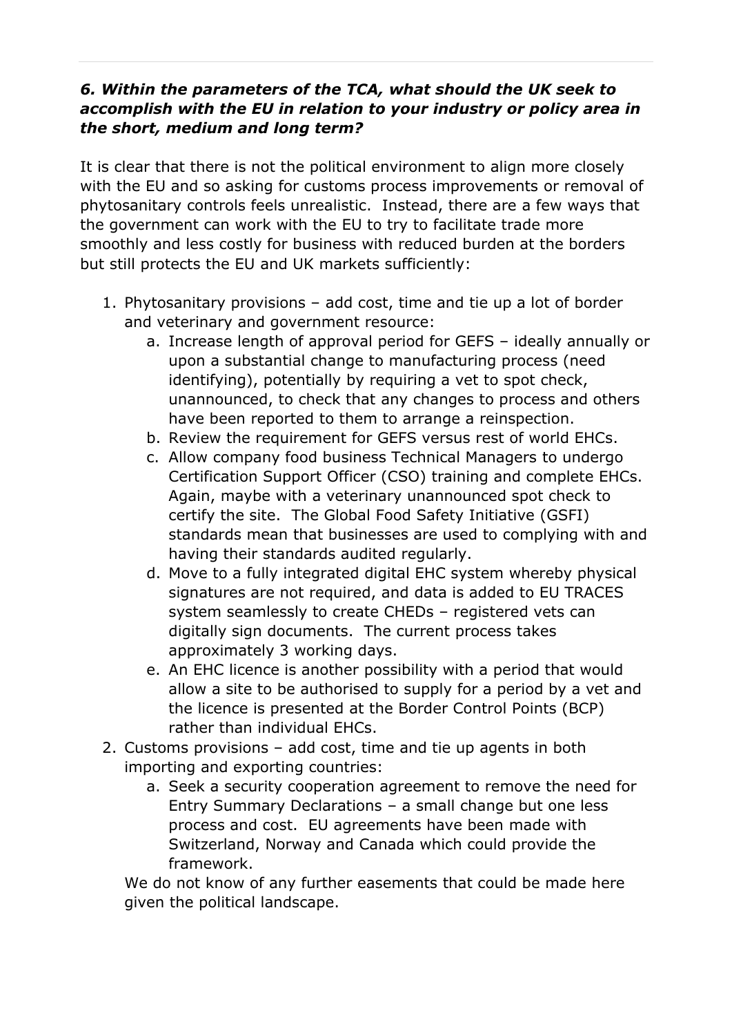***6. Within the parameters of the TCA, what should the UK seek to accomplish with the EU in relation to your industry or policy area in the short, medium and long term?***

It is clear that there is not the political environment to align more closely with the EU and so asking for customs process improvements or removal of phytosanitary controls feels unrealistic. Instead, there are a few ways that the government can work with the EU to try to facilitate trade more smoothly and less costly for business with reduced burden at the borders but still protects the EU and UK markets sufficiently:

1. Phytosanitary provisions – add cost, time and tie up a lot of border and veterinary and government resource:
    a. Increase length of approval period for GEFS – ideally annually or upon a substantial change to manufacturing process (need identifying), potentially by requiring a vet to spot check, unannounced, to check that any changes to process and others have been reported to them to arrange a reinspection.
    b. Review the requirement for GEFS versus rest of world EHCs.
    c. Allow company food business Technical Managers to undergo Certification Support Officer (CSO) training and complete EHCs. Again, maybe with a veterinary unannounced spot check to certify the site. The Global Food Safety Initiative (GSFI) standards mean that businesses are used to complying with and having their standards audited regularly.
    d. Move to a fully integrated digital EHC system whereby physical signatures are not required, and data is added to EU TRACES system seamlessly to create CHEDs – registered vets can digitally sign documents. The current process takes approximately 3 working days.
    e. An EHC licence is another possibility with a period that would allow a site to be authorised to supply for a period by a vet and the licence is presented at the Border Control Points (BCP) rather than individual EHCs.
2. Customs provisions – add cost, time and tie up agents in both importing and exporting countries:
    a. Seek a security cooperation agreement to remove the need for Entry Summary Declarations – a small change but one less process and cost. EU agreements have been made with Switzerland, Norway and Canada which could provide the framework.

   We do not know of any further easements that could be made here given the political landscape.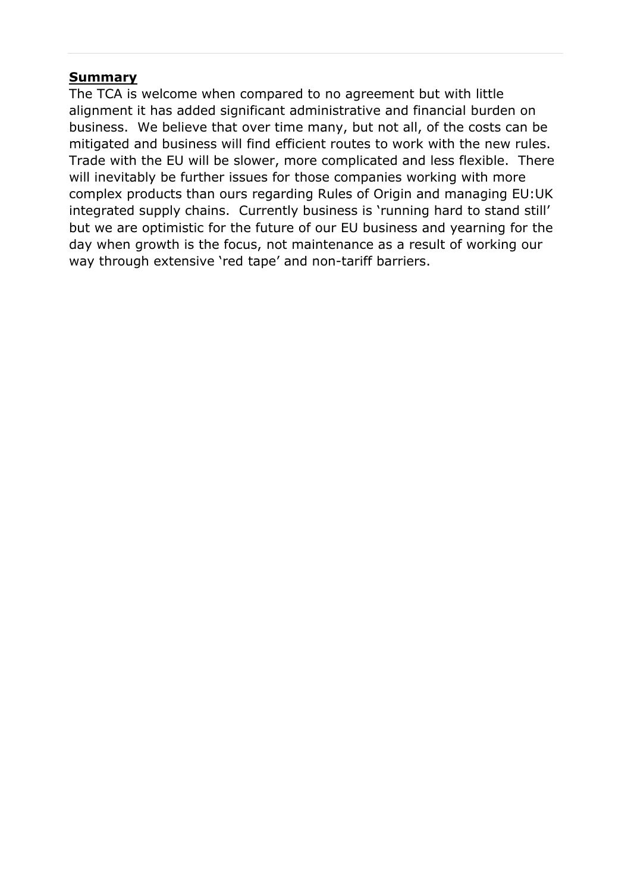## **Summary**

The TCA is welcome when compared to no agreement but with little alignment it has added significant administrative and financial burden on business. We believe that over time many, but not all, of the costs can be mitigated and business will find efficient routes to work with the new rules. Trade with the EU will be slower, more complicated and less flexible. There will inevitably be further issues for those companies working with more complex products than ours regarding Rules of Origin and managing EU:UK integrated supply chains. Currently business is 'running hard to stand still' but we are optimistic for the future of our EU business and yearning for the day when growth is the focus, not maintenance as a result of working our way through extensive 'red tape' and non-tariff barriers.